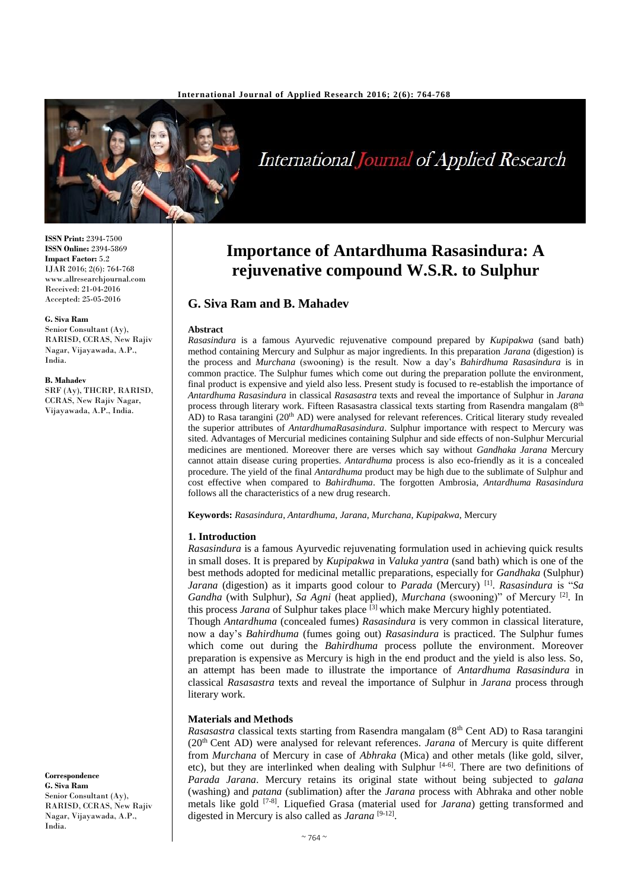# Importance of Antardhuma Rasasindura: A rejuvenative compound W.S.R. to Sulphur

## G. Siva Ram and B. Mahadev

**ISSN Print:** 2394-7500
**ISSN Online:** 2394-5869
**Impact Factor:** 5.2
IJAR 2016; 2(6): 764-768
www.allresearchjournal.com
Received: 21-04-2016
Accepted: 25-05-2016

**G. Siva Ram**
Senior Consultant (Ay), RARISD, CCRAS, New Rajiv Nagar, Vijayawada, A.P., India.

**B. Mahadev**
SRF (Ay), THCRP, RARISD, CCRAS, New Rajiv Nagar, Vijayawada, A.P., India.

**Correspondence**
**G. Siva Ram**
Senior Consultant (Ay), RARISD, CCRAS, New Rajiv Nagar, Vijayawada, A.P., India.

**Abstract**

*Rasasindura* is a famous Ayurvedic rejuvenative compound prepared by *Kupipakwa* (sand bath) method containing Mercury and Sulphur as major ingredients. In this preparation *Jarana* (digestion) is the process and *Murchana* (swooning) is the result. Now a day's *Bahirdhuma Rasasindura* is in common practice. The Sulphur fumes which come out during the preparation pollute the environment, final product is expensive and yield also less. Present study is focused to re-establish the importance of *Antardhuma Rasasindura* in classical *Rasasastra* texts and reveal the importance of Sulphur in *Jarana* process through literary work. Fifteen Rasasastra classical texts starting from Rasendra mangalam (8[th] AD) to Rasa tarangini (20[th] AD) were analysed for relevant references. Critical literary study revealed the superior attributes of *AntardhumaRasasindura*. Sulphur importance with respect to Mercury was sited. Advantages of Mercurial medicines containing Sulphur and side effects of non-Sulphur Mercurial medicines are mentioned. Moreover there are verses which say without *Gandhaka Jarana* Mercury cannot attain disease curing properties. *Antardhuma* process is also eco-friendly as it is a concealed procedure. The yield of the final *Antardhuma* product may be high due to the sublimate of Sulphur and cost effective when compared to *Bahirdhuma*. The forgotten Ambrosia, *Antardhuma Rasasindura* follows all the characteristics of a new drug research.

**Keywords:** *Rasasindura*, *Antardhuma*, *Jarana*, *Murchana*, *Kupipakwa*, Mercury

### 1. Introduction

*Rasasindura* is a famous Ayurvedic rejuvenating formulation used in achieving quick results in small doses. It is prepared by *Kupipakwa* in *Valuka yantra* (sand bath) which is one of the best methods adopted for medicinal metallic preparations, especially for *Gandhaka* (Sulphur) *Jarana* (digestion) as it imparts good colour to *Parada* (Mercury) [1]. *Rasasindura* is "*Sa Gandha* (with Sulphur), *Sa Agni* (heat applied), *Murchana* (swooning)" of Mercury [2]. In this process *Jarana* of Sulphur takes place [3] which make Mercury highly potentiated.

Though *Antardhuma* (concealed fumes) *Rasasindura* is very common in classical literature, now a day's *Bahirdhuma* (fumes going out) *Rasasindura* is practiced. The Sulphur fumes which come out during the *Bahirdhuma* process pollute the environment. Moreover preparation is expensive as Mercury is high in the end product and the yield is also less. So, an attempt has been made to illustrate the importance of *Antardhuma Rasasindura* in classical *Rasasastra* texts and reveal the importance of Sulphur in *Jarana* process through literary work.

### Materials and Methods

*Rasasastra* classical texts starting from Rasendra mangalam (8[th] Cent AD) to Rasa tarangini (20[th] Cent AD) were analysed for relevant references. *Jarana* of Mercury is quite different from *Murchana* of Mercury in case of *Abhraka* (Mica) and other metals (like gold, silver, etc), but they are interlinked when dealing with Sulphur [4-6]. There are two definitions of *Parada Jarana*. Mercury retains its original state without being subjected to *galana* (washing) and *patana* (sublimation) after the *Jarana* process with Abhraka and other noble metals like gold [7-8]. Liquefied Grasa (material used for *Jarana*) getting transformed and digested in Mercury is also called as *Jarana* [9-12].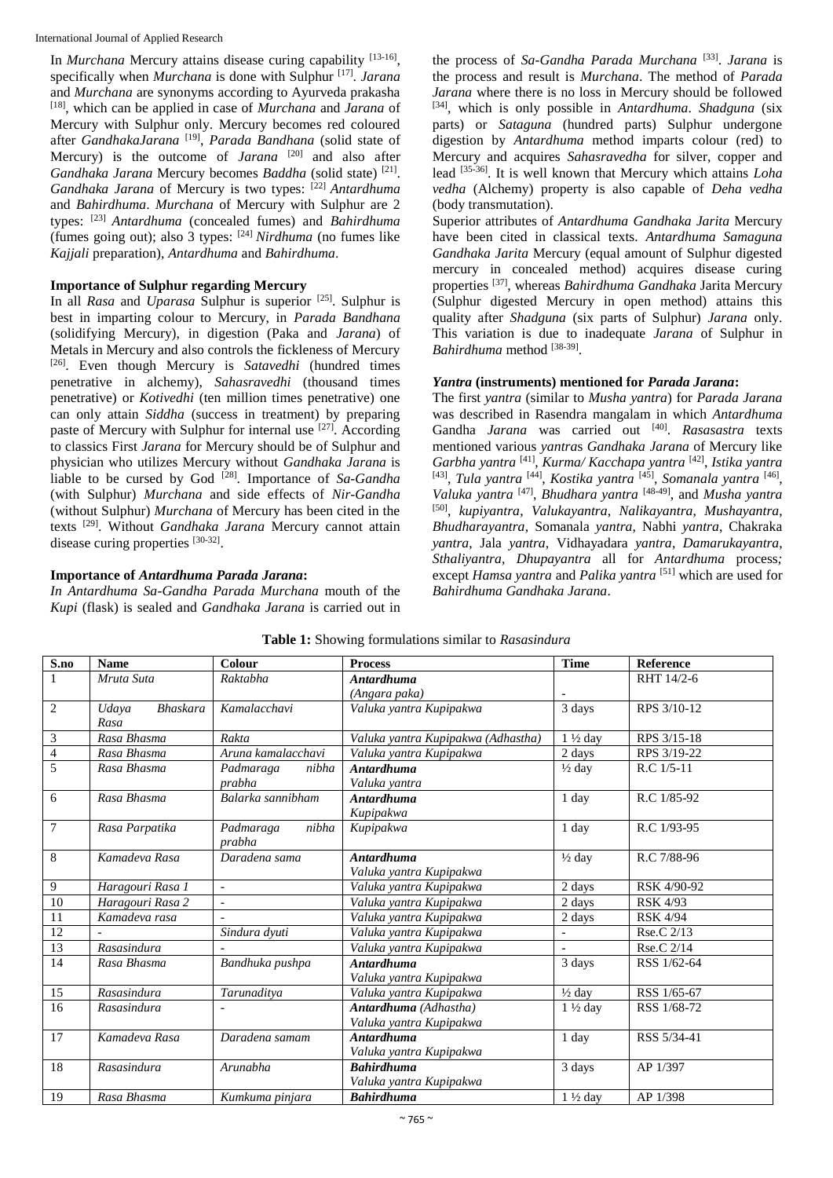In *Murchana* Mercury attains disease curing capability [13-16], specifically when *Murchana* is done with Sulphur [17]. *Jarana* and *Murchana* are synonyms according to Ayurveda prakasha [18], which can be applied in case of *Murchana* and *Jarana* of Mercury with Sulphur only. Mercury becomes red coloured after *GandhakaJarana* [19], *Parada Bandhana* (solid state of Mercury) is the outcome of *Jarana* [20] and also after *Gandhaka Jarana* Mercury becomes *Baddha* (solid state) [21]. *Gandhaka Jarana* of Mercury is two types: [22] *Antardhuma* and *Bahirdhuma*. *Murchana* of Mercury with Sulphur are 2 types: [23] *Antardhuma* (concealed fumes) and *Bahirdhuma* (fumes going out); also 3 types: [24] *Nirdhuma* (no fumes like *Kajjali* preparation), *Antardhuma* and *Bahirdhuma*.

### Importance of Sulphur regarding Mercury

In all *Rasa* and *Uparasa* Sulphur is superior [25]. Sulphur is best in imparting colour to Mercury, in *Parada Bandhana* (solidifying Mercury), in digestion (Paka and *Jarana*) of Metals in Mercury and also controls the fickleness of Mercury [26]. Even though Mercury is *Satavedhi* (hundred times penetrative in alchemy), *Sahasravedhi* (thousand times penetrative) or *Kotivedhi* (ten million times penetrative) one can only attain *Siddha* (success in treatment) by preparing paste of Mercury with Sulphur for internal use [27]. According to classics First *Jarana* for Mercury should be of Sulphur and physician who utilizes Mercury without *Gandhaka Jarana* is liable to be cursed by God [28]. Importance of *Sa-Gandha* (with Sulphur) *Murchana* and side effects of *Nir-Gandha* (without Sulphur) *Murchana* of Mercury has been cited in the texts [29]. Without *Gandhaka Jarana* Mercury cannot attain disease curing properties [30-32].

### Importance of *Antardhuma Parada Jarana*:

*In Antardhuma Sa-Gandha Parada Murchana* mouth of the *Kupi* (flask) is sealed and *Gandhaka Jarana* is carried out in the process of *Sa-Gandha Parada Murchana* [33]. *Jarana* is the process and result is *Murchana*. The method of *Parada Jarana* where there is no loss in Mercury should be followed [34], which is only possible in *Antardhuma*. *Shadguna* (six parts) or *Sataguna* (hundred parts) Sulphur undergone digestion by *Antardhuma* method imparts colour (red) to Mercury and acquires *Sahasravedha* for silver, copper and lead [35-36]. It is well known that Mercury which attains *Loha vedha* (Alchemy) property is also capable of *Deha vedha* (body transmutation).

Superior attributes of *Antardhuma Gandhaka Jarita* Mercury have been cited in classical texts. *Antardhuma Samaguna Gandhaka Jarita* Mercury (equal amount of Sulphur digested mercury in concealed method) acquires disease curing properties [37], whereas *Bahirdhuma Gandhaka* Jarita Mercury (Sulphur digested Mercury in open method) attains this quality after *Shadguna* (six parts of Sulphur) *Jarana* only. This variation is due to inadequate *Jarana* of Sulphur in *Bahirdhuma* method [38-39].

### *Yantra* (instruments) mentioned for *Parada Jarana*:

The first *yantra* (similar to *Musha yantra*) for *Parada Jarana* was described in Rasendra mangalam in which *Antardhuma* Gandha *Jarana* was carried out [40]. *Rasasastra* texts mentioned various *yantra*s *Gandhaka Jarana* of Mercury like *Garbha yantra* [41], *Kurma/ Kacchapa yantra* [42], *Istika yantra* [43], *Tula yantra* [44], *Kostika yantra* [45], *Somanala yantra* [46], *Valuka yantra* [47], *Bhudhara yantra* [48-49], and *Musha yantra* [50], *kupiyantra*, *Valukayantra*, *Nalikayantra*, *Mushayantra*, *Bhudharayantra*, Somanala *yantra*, Nabhi *yantra*, Chakraka *yantra*, Jala *yantra*, Vidhayadara *yantra*, *Damarukayantra*, *Sthaliyantra*, *Dhupayantra* all for *Antardhuma* process*;* except *Hamsa yantra* and *Palika yantra* [51] which are used for *Bahirdhuma Gandhaka Jarana*.

**Table 1:** Showing formulations similar to *Rasasindura*

| S.no | Name | Colour | Process | Time | Reference |
|---|---|---|---|---|---|
| 1 | *Mruta Suta* | *Raktabha* | ***Antardhuma*** *(Angara paka)* | - | RHT 14/2-6 |
| 2 | *Udaya Bhaskara Rasa* | *Kamalacchavi* | *Valuka yantra Kupipakwa* | 3 days | RPS 3/10-12 |
| 3 | *Rasa Bhasma* | *Rakta* | *Valuka yantra Kupipakwa (Adhastha)* | 1 ½ day | RPS 3/15-18 |
| 4 | *Rasa Bhasma* | *Aruna kamalacchavi* | *Valuka yantra Kupipakwa* | 2 days | RPS 3/19-22 |
| 5 | *Rasa Bhasma* | *Padmaraga nibha prabha* | ***Antardhuma*** *Valuka yantra* | ½ day | R.C 1/5-11 |
| 6 | *Rasa Bhasma* | *Balarka sannibham* | ***Antardhuma*** *Kupipakwa* | 1 day | R.C 1/85-92 |
| 7 | *Rasa Parpatika* | *Padmaraga nibha prabha* | *Kupipakwa* | 1 day | R.C 1/93-95 |
| 8 | *Kamadeva Rasa* | *Daradena sama* | ***Antardhuma*** *Valuka yantra Kupipakwa* | ½ day | R.C 7/88-96 |
| 9 | *Haragouri Rasa 1* | - | *Valuka yantra Kupipakwa* | 2 days | RSK 4/90-92 |
| 10 | *Haragouri Rasa 2* | - | *Valuka yantra Kupipakwa* | 2 days | RSK 4/93 |
| 11 | *Kamadeva rasa* | - | *Valuka yantra Kupipakwa* | 2 days | RSK 4/94 |
| 12 | - | *Sindura dyuti* | *Valuka yantra Kupipakwa* | - | Rse.C 2/13 |
| 13 | *Rasasindura* | - | *Valuka yantra Kupipakwa* | - | Rse.C 2/14 |
| 14 | *Rasa Bhasma* | *Bandhuka pushpa* | ***Antardhuma*** *Valuka yantra Kupipakwa* | 3 days | RSS 1/62-64 |
| 15 | *Rasasindura* | *Tarunaditya* | *Valuka yantra Kupipakwa* | ½ day | RSS 1/65-67 |
| 16 | *Rasasindura* | - | ***Antardhuma*** *(Adhastha) Valuka yantra Kupipakwa* | 1 ½ day | RSS 1/68-72 |
| 17 | *Kamadeva Rasa* | *Daradena samam* | ***Antardhuma*** *Valuka yantra Kupipakwa* | 1 day | RSS 5/34-41 |
| 18 | *Rasasindura* | *Arunabha* | ***Bahirdhuma*** *Valuka yantra Kupipakwa* | 3 days | AP 1/397 |
| 19 | *Rasa Bhasma* | *Kumkuma pinjara* | ***Bahirdhuma*** | 1 ½ day | AP 1/398 |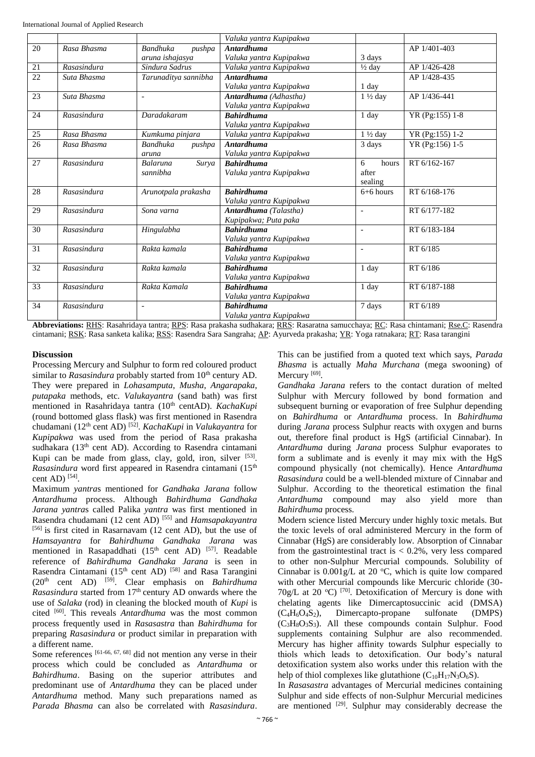| | | | *Valuka yantra Kupipakwa* | | |
|---|---|---|---|---|---|
| 20 | *Rasa Bhasma* | *Bandhuka pushpa aruna ishajasya* | ***Antardhuma*** *Valuka yantra Kupipakwa* | 3 days | AP 1/401-403 |
| 21 | *Rasasindura* | *Sindura Sadrus* | *Valuka yantra Kupipakwa* | ½ day | AP 1/426-428 |
| 22 | *Suta Bhasma* | *Tarunaditya sannibha* | ***Antardhuma*** *Valuka yantra Kupipakwa* | 1 day | AP 1/428-435 |
| 23 | *Suta Bhasma* | - | ***Antardhuma*** *(Adhastha)* *Valuka yantra Kupipakwa* | 1 ½ day | AP 1/436-441 |
| 24 | *Rasasindura* | *Daradakaram* | ***Bahirdhuma*** *Valuka yantra Kupipakwa* | 1 day | YR (Pg:155) 1-8 |
| 25 | *Rasa Bhasma* | *Kumkuma pinjara* | *Valuka yantra Kupipakwa* | 1 ½ day | YR (Pg:155) 1-2 |
| 26 | *Rasa Bhasma* | *Bandhuka pushpa aruna* | ***Antardhuma*** *Valuka yantra Kupipakwa* | 3 days | YR (Pg:156) 1-5 |
| 27 | *Rasasindura* | *Balaruna Surya sannibha* | ***Bahirdhuma*** *Valuka yantra Kupipakwa* | 6 hours after sealing | RT 6/162-167 |
| 28 | *Rasasindura* | *Arunotpala prakasha* | ***Bahirdhuma*** *Valuka yantra Kupipakwa* | 6+6 hours | RT 6/168-176 |
| 29 | *Rasasindura* | *Sona varna* | ***Antardhuma*** *(Talastha)* *Kupipakwa; Puta paka* | - | RT 6/177-182 |
| 30 | *Rasasindura* | *Hingulabha* | ***Bahirdhuma*** *Valuka yantra Kupipakwa* | - | RT 6/183-184 |
| 31 | *Rasasindura* | *Rakta kamala* | ***Bahirdhuma*** *Valuka yantra Kupipakwa* | - | RT 6/185 |
| 32 | *Rasasindura* | *Rakta kamala* | ***Bahirdhuma*** *Valuka yantra Kupipakwa* | 1 day | RT 6/186 |
| 33 | *Rasasindura* | *Rakta Kamala* | ***Bahirdhuma*** *Valuka yantra Kupipakwa* | 1 day | RT 6/187-188 |
| 34 | *Rasasindura* | - | ***Bahirdhuma*** *Valuka yantra Kupipakwa* | 7 days | RT 6/189 |

**Abbreviations:** RHS: Rasahridaya tantra; RPS: Rasa prakasha sudhakara; RRS: Rasaratna samucchaya; RC: Rasa chintamani; Rse.C: Rasendra cintamani; RSK: Rasa sanketa kalika; RSS: Rasendra Sara Sangraha; AP: Ayurveda prakasha; YR: Yoga ratnakara; RT: Rasa tarangini

## Discussion

Processing Mercury and Sulphur to form red coloured product similar to *Rasasindura* probably started from 10th century AD. They were prepared in *Lohasamputa*, *Musha*, *Angarapaka*, *putapaka* methods, etc. *Valukayantra* (sand bath) was first mentioned in Rasahridaya tantra (10th centAD). *KachaKupi* (round bottomed glass flask) was first mentioned in Rasendra chudamani (12th cent AD) [52]. *KachaKupi* in *Valukayantra* for *Kupipakwa* was used from the period of Rasa prakasha sudhakara (13th cent AD). According to Rasendra cintamani Kupi can be made from glass, clay, gold, iron, silver [53]. *Rasasindura* word first appeared in Rasendra cintamani (15th cent AD) [54].

Maximum *yantra*s mentioned for *Gandhaka Jarana* follow *Antardhuma* process. Although *Bahirdhuma Gandhaka Jarana yantra*s called Palika *yantra* was first mentioned in Rasendra chudamani (12 cent AD) [55] and *Hamsapakayantra* [56] is first cited in Rasarnavam (12 cent AD), but the use of *Hamsayantra* for *Bahirdhuma Gandhaka Jarana* was mentioned in Rasapaddhati (15th cent AD) [57]. Readable reference of *Bahirdhuma Gandhaka Jarana* is seen in Rasendra Cintamani (15th cent AD) [58] and Rasa Tarangini (20th cent AD) [59]. Clear emphasis on *Bahirdhuma Rasasindura* started from 17th century AD onwards where the use of *Salaka* (rod) in cleaning the blocked mouth of *Kupi* is cited [60]. This reveals *Antardhuma* was the most common process frequently used in *Rasasastra* than *Bahirdhuma* for preparing *Rasasindura* or product similar in preparation with a different name.

Some references [61-66, 67, 68] did not mention any verse in their process which could be concluded as *Antardhuma* or *Bahirdhuma*. Basing on the superior attributes and predominant use of *Antardhuma* they can be placed under *Antardhuma* method. Many such preparations named as *Parada Bhasma* can also be correlated with *Rasasindura*. This can be justified from a quoted text which says, *Parada Bhasma* is actually *Maha Murchana* (mega swooning) of Mercury [69].

*Gandhaka Jarana* refers to the contact duration of melted Sulphur with Mercury followed by bond formation and subsequent burning or evaporation of free Sulphur depending on *Bahirdhuma* or *Antardhuma* process. In *Bahirdhuma* during *Jarana* process Sulphur reacts with oxygen and burns out, therefore final product is HgS (artificial Cinnabar). In *Antardhuma* during *Jarana* process Sulphur evaporates to form a sublimate and is evenly it may mix with the HgS compound physically (not chemically). Hence *Antardhuma Rasasindura* could be a well-blended mixture of Cinnabar and Sulphur. According to the theoretical estimation the final *Antardhuma* compound may also yield more than *Bahirdhuma* process.

Modern science listed Mercury under highly toxic metals. But the toxic levels of oral administered Mercury in the form of Cinnabar (HgS) are considerably low. Absorption of Cinnabar from the gastrointestinal tract is $< 0.2\%$, very less compared to other non-Sulphur Mercurial compounds. Solubility of Cinnabar is 0.001g/L at 20 °C, which is quite low compared with other Mercurial compounds like Mercuric chloride (30-70g/L at 20 °C) [70]. Detoxification of Mercury is done with chelating agents like Dimercaptosuccinic acid (DMSA) ($C_4H_6O_4S_2$), Dimercapto-propane sulfonate (DMPS) ($C_3H_8O_3S_3$). All these compounds contain Sulphur. Food supplements containing Sulphur are also recommended. Mercury has higher affinity towards Sulphur especially to thiols which leads to detoxification. Our body's natural detoxification system also works under this relation with the help of thiol complexes like glutathione ($C_{10}H_{17}N_3O_6S$).

In *Rasasastra* advantages of Mercurial medicines containing Sulphur and side effects of non-Sulphur Mercurial medicines are mentioned [29]. Sulphur may considerably decrease the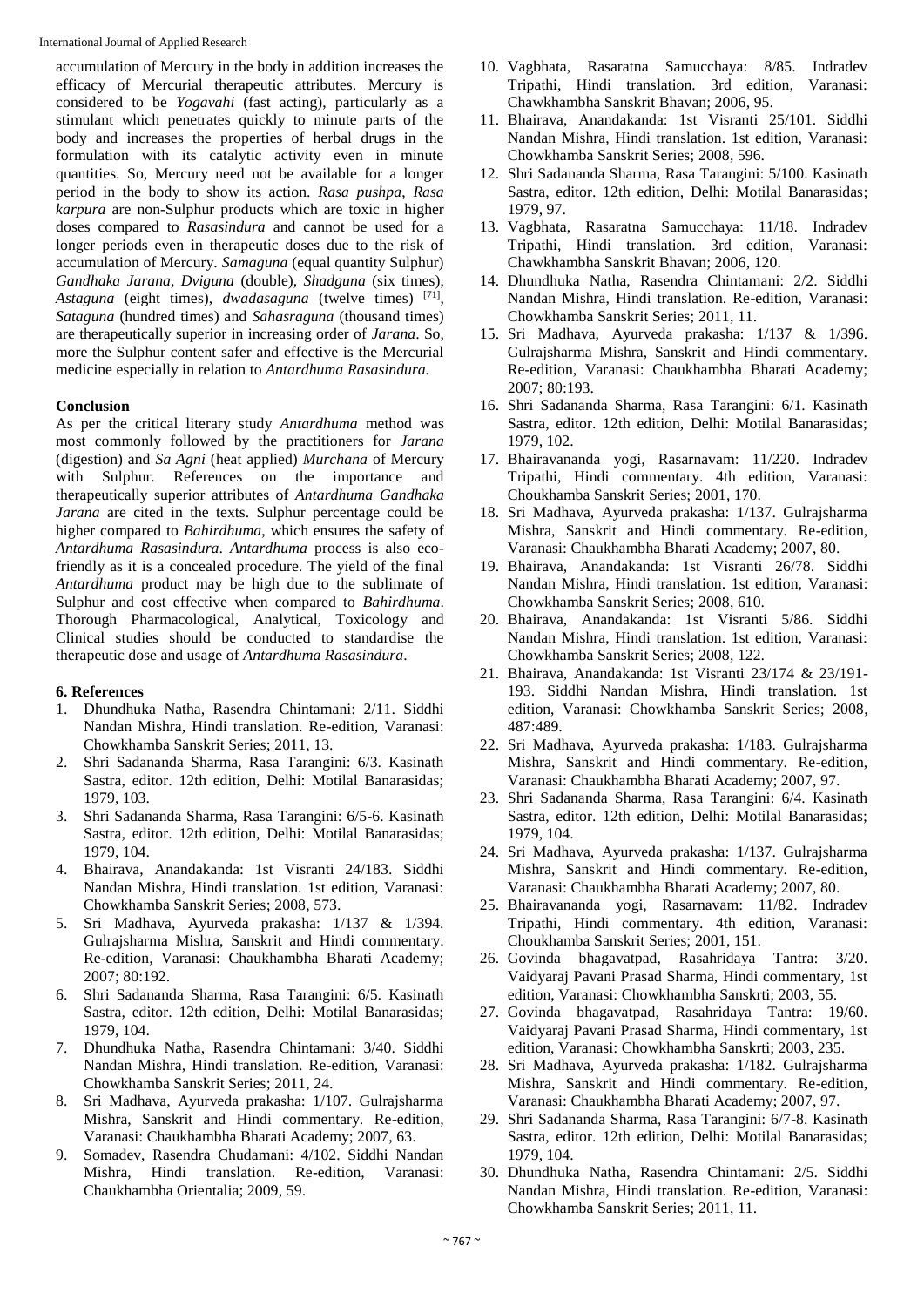accumulation of Mercury in the body in addition increases the efficacy of Mercurial therapeutic attributes. Mercury is considered to be *Yogavahi* (fast acting), particularly as a stimulant which penetrates quickly to minute parts of the body and increases the properties of herbal drugs in the formulation with its catalytic activity even in minute quantities. So, Mercury need not be available for a longer period in the body to show its action. *Rasa pushpa*, *Rasa karpura* are non-Sulphur products which are toxic in higher doses compared to *Rasasindura* and cannot be used for a longer periods even in therapeutic doses due to the risk of accumulation of Mercury. *Samaguna* (equal quantity Sulphur) *Gandhaka Jarana*, *Dviguna* (double), *Shadguna* (six times), *Astaguna* (eight times), *dwadasaguna* (twelve times) [71], *Sataguna* (hundred times) and *Sahasraguna* (thousand times) are therapeutically superior in increasing order of *Jarana*. So, more the Sulphur content safer and effective is the Mercurial medicine especially in relation to *Antardhuma Rasasindura.*

## Conclusion

As per the critical literary study *Antardhuma* method was most commonly followed by the practitioners for *Jarana* (digestion) and *Sa Agni* (heat applied) *Murchana* of Mercury with Sulphur. References on the importance and therapeutically superior attributes of *Antardhuma Gandhaka Jarana* are cited in the texts. Sulphur percentage could be higher compared to *Bahirdhuma*, which ensures the safety of *Antardhuma Rasasindura*. *Antardhuma* process is also eco-friendly as it is a concealed procedure. The yield of the final *Antardhuma* product may be high due to the sublimate of Sulphur and cost effective when compared to *Bahirdhuma*. Thorough Pharmacological, Analytical, Toxicology and Clinical studies should be conducted to standardise the therapeutic dose and usage of *Antardhuma Rasasindura*.

## 6. References

1. Dhundhuka Natha, Rasendra Chintamani: 2/11. Siddhi Nandan Mishra, Hindi translation. Re-edition, Varanasi: Chowkhamba Sanskrit Series; 2011, 13.
2. Shri Sadananda Sharma, Rasa Tarangini: 6/3. Kasinath Sastra, editor. 12th edition, Delhi: Motilal Banarasidas; 1979, 103.
3. Shri Sadananda Sharma, Rasa Tarangini: 6/5-6. Kasinath Sastra, editor. 12th edition, Delhi: Motilal Banarasidas; 1979, 104.
4. Bhairava, Anandakanda: 1st Visranti 24/183. Siddhi Nandan Mishra, Hindi translation. 1st edition, Varanasi: Chowkhamba Sanskrit Series; 2008, 573.
5. Sri Madhava, Ayurveda prakasha: 1/137 & 1/394. Gulrajsharma Mishra, Sanskrit and Hindi commentary. Re-edition, Varanasi: Chaukhambha Bharati Academy; 2007; 80:192.
6. Shri Sadananda Sharma, Rasa Tarangini: 6/5. Kasinath Sastra, editor. 12th edition, Delhi: Motilal Banarasidas; 1979, 104.
7. Dhundhuka Natha, Rasendra Chintamani: 3/40. Siddhi Nandan Mishra, Hindi translation. Re-edition, Varanasi: Chowkhamba Sanskrit Series; 2011, 24.
8. Sri Madhava, Ayurveda prakasha: 1/107. Gulrajsharma Mishra, Sanskrit and Hindi commentary. Re-edition, Varanasi: Chaukhambha Bharati Academy; 2007, 63.
9. Somadev, Rasendra Chudamani: 4/102. Siddhi Nandan Mishra, Hindi translation. Re-edition, Varanasi: Chaukhambha Orientalia; 2009, 59.
10. Vagbhata, Rasaratna Samucchaya: 8/85. Indradev Tripathi, Hindi translation. 3rd edition, Varanasi: Chawkhambha Sanskrit Bhavan; 2006, 95.
11. Bhairava, Anandakanda: 1st Visranti 25/101. Siddhi Nandan Mishra, Hindi translation. 1st edition, Varanasi: Chowkhamba Sanskrit Series; 2008, 596.
12. Shri Sadananda Sharma, Rasa Tarangini: 5/100. Kasinath Sastra, editor. 12th edition, Delhi: Motilal Banarasidas; 1979, 97.
13. Vagbhata, Rasaratna Samucchaya: 11/18. Indradev Tripathi, Hindi translation. 3rd edition, Varanasi: Chawkhambha Sanskrit Bhavan; 2006, 120.
14. Dhundhuka Natha, Rasendra Chintamani: 2/2. Siddhi Nandan Mishra, Hindi translation. Re-edition, Varanasi: Chowkhamba Sanskrit Series; 2011, 11.
15. Sri Madhava, Ayurveda prakasha: 1/137 & 1/396. Gulrajsharma Mishra, Sanskrit and Hindi commentary. Re-edition, Varanasi: Chaukhambha Bharati Academy; 2007; 80:193.
16. Shri Sadananda Sharma, Rasa Tarangini: 6/1. Kasinath Sastra, editor. 12th edition, Delhi: Motilal Banarasidas; 1979, 102.
17. Bhairavananda yogi, Rasarnavam: 11/220. Indradev Tripathi, Hindi commentary. 4th edition, Varanasi: Choukhamba Sanskrit Series; 2001, 170.
18. Sri Madhava, Ayurveda prakasha: 1/137. Gulrajsharma Mishra, Sanskrit and Hindi commentary. Re-edition, Varanasi: Chaukhambha Bharati Academy; 2007, 80.
19. Bhairava, Anandakanda: 1st Visranti 26/78. Siddhi Nandan Mishra, Hindi translation. 1st edition, Varanasi: Chowkhamba Sanskrit Series; 2008, 610.
20. Bhairava, Anandakanda: 1st Visranti 5/86. Siddhi Nandan Mishra, Hindi translation. 1st edition, Varanasi: Chowkhamba Sanskrit Series; 2008, 122.
21. Bhairava, Anandakanda: 1st Visranti 23/174 & 23/191-193. Siddhi Nandan Mishra, Hindi translation. 1st edition, Varanasi: Chowkhamba Sanskrit Series; 2008, 487:489.
22. Sri Madhava, Ayurveda prakasha: 1/183. Gulrajsharma Mishra, Sanskrit and Hindi commentary. Re-edition, Varanasi: Chaukhambha Bharati Academy; 2007, 97.
23. Shri Sadananda Sharma, Rasa Tarangini: 6/4. Kasinath Sastra, editor. 12th edition, Delhi: Motilal Banarasidas; 1979, 104.
24. Sri Madhava, Ayurveda prakasha: 1/137. Gulrajsharma Mishra, Sanskrit and Hindi commentary. Re-edition, Varanasi: Chaukhambha Bharati Academy; 2007, 80.
25. Bhairavananda yogi, Rasarnavam: 11/82. Indradev Tripathi, Hindi commentary. 4th edition, Varanasi: Choukhamba Sanskrit Series; 2001, 151.
26. Govinda bhagavatpad, Rasahridaya Tantra: 3/20. Vaidyaraj Pavani Prasad Sharma, Hindi commentary, 1st edition, Varanasi: Chowkhambha Sanskrti; 2003, 55.
27. Govinda bhagavatpad, Rasahridaya Tantra: 19/60. Vaidyaraj Pavani Prasad Sharma, Hindi commentary, 1st edition, Varanasi: Chowkhambha Sanskrti; 2003, 235.
28. Sri Madhava, Ayurveda prakasha: 1/182. Gulrajsharma Mishra, Sanskrit and Hindi commentary. Re-edition, Varanasi: Chaukhambha Bharati Academy; 2007, 97.
29. Shri Sadananda Sharma, Rasa Tarangini: 6/7-8. Kasinath Sastra, editor. 12th edition, Delhi: Motilal Banarasidas; 1979, 104.
30. Dhundhuka Natha, Rasendra Chintamani: 2/5. Siddhi Nandan Mishra, Hindi translation. Re-edition, Varanasi: Chowkhamba Sanskrit Series; 2011, 11.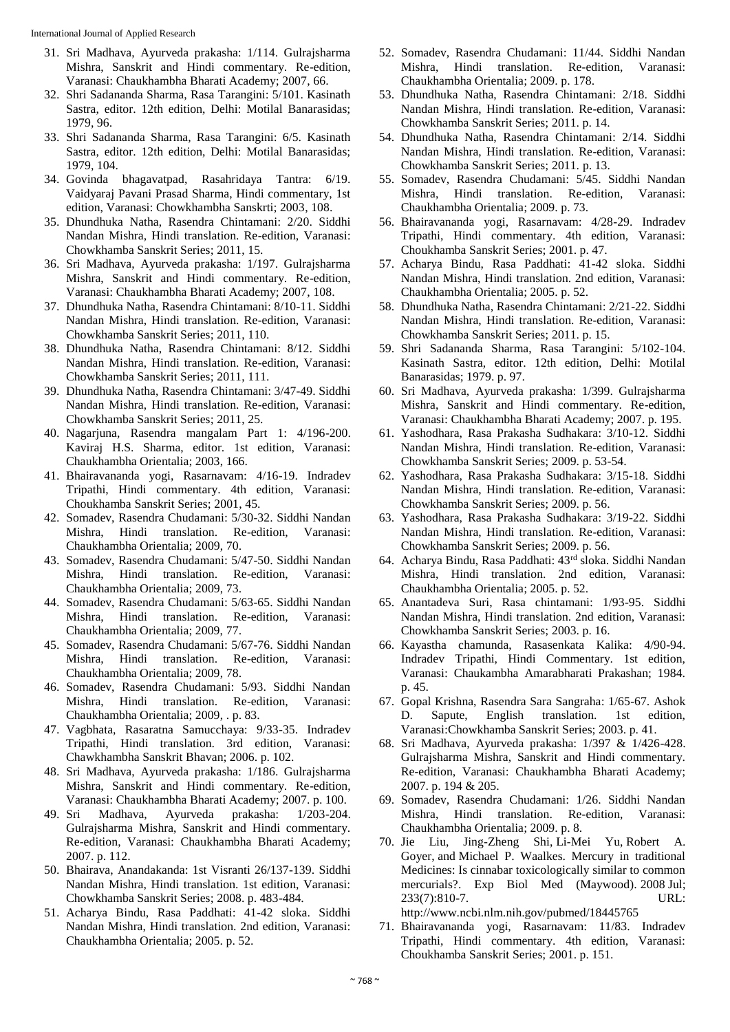31. Sri Madhava, Ayurveda prakasha: 1/114. Gulrajsharma Mishra, Sanskrit and Hindi commentary. Re-edition, Varanasi: Chaukhambha Bharati Academy; 2007, 66.
32. Shri Sadananda Sharma, Rasa Tarangini: 5/101. Kasinath Sastra, editor. 12th edition, Delhi: Motilal Banarasidas; 1979, 96.
33. Shri Sadananda Sharma, Rasa Tarangini: 6/5. Kasinath Sastra, editor. 12th edition, Delhi: Motilal Banarasidas; 1979, 104.
34. Govinda bhagavatpad, Rasahridaya Tantra: 6/19. Vaidyaraj Pavani Prasad Sharma, Hindi commentary, 1st edition, Varanasi: Chowkhambha Sanskrti; 2003, 108.
35. Dhundhuka Natha, Rasendra Chintamani: 2/20. Siddhi Nandan Mishra, Hindi translation. Re-edition, Varanasi: Chowkhamba Sanskrit Series; 2011, 15.
36. Sri Madhava, Ayurveda prakasha: 1/197. Gulrajsharma Mishra, Sanskrit and Hindi commentary. Re-edition, Varanasi: Chaukhambha Bharati Academy; 2007, 108.
37. Dhundhuka Natha, Rasendra Chintamani: 8/10-11. Siddhi Nandan Mishra, Hindi translation. Re-edition, Varanasi: Chowkhamba Sanskrit Series; 2011, 110.
38. Dhundhuka Natha, Rasendra Chintamani: 8/12. Siddhi Nandan Mishra, Hindi translation. Re-edition, Varanasi: Chowkhamba Sanskrit Series; 2011, 111.
39. Dhundhuka Natha, Rasendra Chintamani: 3/47-49. Siddhi Nandan Mishra, Hindi translation. Re-edition, Varanasi: Chowkhamba Sanskrit Series; 2011, 25.
40. Nagarjuna, Rasendra mangalam Part 1: 4/196-200. Kaviraj H.S. Sharma, editor. 1st edition, Varanasi: Chaukhambha Orientalia; 2003, 166.
41. Bhairavananda yogi, Rasarnavam: 4/16-19. Indradev Tripathi, Hindi commentary. 4th edition, Varanasi: Choukhamba Sanskrit Series; 2001, 45.
42. Somadev, Rasendra Chudamani: 5/30-32. Siddhi Nandan Mishra, Hindi translation. Re-edition, Varanasi: Chaukhambha Orientalia; 2009, 70.
43. Somadev, Rasendra Chudamani: 5/47-50. Siddhi Nandan Mishra, Hindi translation. Re-edition, Varanasi: Chaukhambha Orientalia; 2009, 73.
44. Somadev, Rasendra Chudamani: 5/63-65. Siddhi Nandan Mishra, Hindi translation. Re-edition, Varanasi: Chaukhambha Orientalia; 2009, 77.
45. Somadev, Rasendra Chudamani: 5/67-76. Siddhi Nandan Mishra, Hindi translation. Re-edition, Varanasi: Chaukhambha Orientalia; 2009, 78.
46. Somadev, Rasendra Chudamani: 5/93. Siddhi Nandan Mishra, Hindi translation. Re-edition, Varanasi: Chaukhambha Orientalia; 2009, . p. 83.
47. Vagbhata, Rasaratna Samucchaya: 9/33-35. Indradev Tripathi, Hindi translation. 3rd edition, Varanasi: Chawkhambha Sanskrit Bhavan; 2006. p. 102.
48. Sri Madhava, Ayurveda prakasha: 1/186. Gulrajsharma Mishra, Sanskrit and Hindi commentary. Re-edition, Varanasi: Chaukhambha Bharati Academy; 2007. p. 100.
49. Sri Madhava, Ayurveda prakasha: 1/203-204. Gulrajsharma Mishra, Sanskrit and Hindi commentary. Re-edition, Varanasi: Chaukhambha Bharati Academy; 2007. p. 112.
50. Bhairava, Anandakanda: 1st Visranti 26/137-139. Siddhi Nandan Mishra, Hindi translation. 1st edition, Varanasi: Chowkhamba Sanskrit Series; 2008. p. 483-484.
51. Acharya Bindu, Rasa Paddhati: 41-42 sloka. Siddhi Nandan Mishra, Hindi translation. 2nd edition, Varanasi: Chaukhambha Orientalia; 2005. p. 52.
52. Somadev, Rasendra Chudamani: 11/44. Siddhi Nandan Mishra, Hindi translation. Re-edition, Varanasi: Chaukhambha Orientalia; 2009. p. 178.
53. Dhundhuka Natha, Rasendra Chintamani: 2/18. Siddhi Nandan Mishra, Hindi translation. Re-edition, Varanasi: Chowkhamba Sanskrit Series; 2011. p. 14.
54. Dhundhuka Natha, Rasendra Chintamani: 2/14. Siddhi Nandan Mishra, Hindi translation. Re-edition, Varanasi: Chowkhamba Sanskrit Series; 2011. p. 13.
55. Somadev, Rasendra Chudamani: 5/45. Siddhi Nandan Mishra, Hindi translation. Re-edition, Varanasi: Chaukhambha Orientalia; 2009. p. 73.
56. Bhairavananda yogi, Rasarnavam: 4/28-29. Indradev Tripathi, Hindi commentary. 4th edition, Varanasi: Choukhamba Sanskrit Series; 2001. p. 47.
57. Acharya Bindu, Rasa Paddhati: 41-42 sloka. Siddhi Nandan Mishra, Hindi translation. 2nd edition, Varanasi: Chaukhambha Orientalia; 2005. p. 52.
58. Dhundhuka Natha, Rasendra Chintamani: 2/21-22. Siddhi Nandan Mishra, Hindi translation. Re-edition, Varanasi: Chowkhamba Sanskrit Series; 2011. p. 15.
59. Shri Sadananda Sharma, Rasa Tarangini: 5/102-104. Kasinath Sastra, editor. 12th edition, Delhi: Motilal Banarasidas; 1979. p. 97.
60. Sri Madhava, Ayurveda prakasha: 1/399. Gulrajsharma Mishra, Sanskrit and Hindi commentary. Re-edition, Varanasi: Chaukhambha Bharati Academy; 2007. p. 195.
61. Yashodhara, Rasa Prakasha Sudhakara: 3/10-12. Siddhi Nandan Mishra, Hindi translation. Re-edition, Varanasi: Chowkhamba Sanskrit Series; 2009. p. 53-54.
62. Yashodhara, Rasa Prakasha Sudhakara: 3/15-18. Siddhi Nandan Mishra, Hindi translation. Re-edition, Varanasi: Chowkhamba Sanskrit Series; 2009. p. 56.
63. Yashodhara, Rasa Prakasha Sudhakara: 3/19-22. Siddhi Nandan Mishra, Hindi translation. Re-edition, Varanasi: Chowkhamba Sanskrit Series; 2009. p. 56.
64. Acharya Bindu, Rasa Paddhati: 43rd sloka. Siddhi Nandan Mishra, Hindi translation. 2nd edition, Varanasi: Chaukhambha Orientalia; 2005. p. 52.
65. Anantadeva Suri, Rasa chintamani: 1/93-95. Siddhi Nandan Mishra, Hindi translation. 2nd edition, Varanasi: Chowkhamba Sanskrit Series; 2003. p. 16.
66. Kayastha chamunda, Rasasenkata Kalika: 4/90-94. Indradev Tripathi, Hindi Commentary. 1st edition, Varanasi: Chaukambha Amarabharati Prakashan; 1984. p. 45.
67. Gopal Krishna, Rasendra Sara Sangraha: 1/65-67. Ashok D. Sapute, English translation. 1st edition, Varanasi:Chowkhamba Sanskrit Series; 2003. p. 41.
68. Sri Madhava, Ayurveda prakasha: 1/397 & 1/426-428. Gulrajsharma Mishra, Sanskrit and Hindi commentary. Re-edition, Varanasi: Chaukhambha Bharati Academy; 2007. p. 194 & 205.
69. Somadev, Rasendra Chudamani: 1/26. Siddhi Nandan Mishra, Hindi translation. Re-edition, Varanasi: Chaukhambha Orientalia; 2009. p. 8.
70. Jie Liu, Jing-Zheng Shi, Li-Mei Yu, Robert A. Goyer, and Michael P. Waalkes. Mercury in traditional Medicines: Is cinnabar toxicologically similar to common mercurials?. Exp Biol Med (Maywood). 2008 Jul; 233(7):810-7. URL: http://www.ncbi.nlm.nih.gov/pubmed/18445765
71. Bhairavananda yogi, Rasarnavam: 11/83. Indradev Tripathi, Hindi commentary. 4th edition, Varanasi: Choukhamba Sanskrit Series; 2001. p. 151.